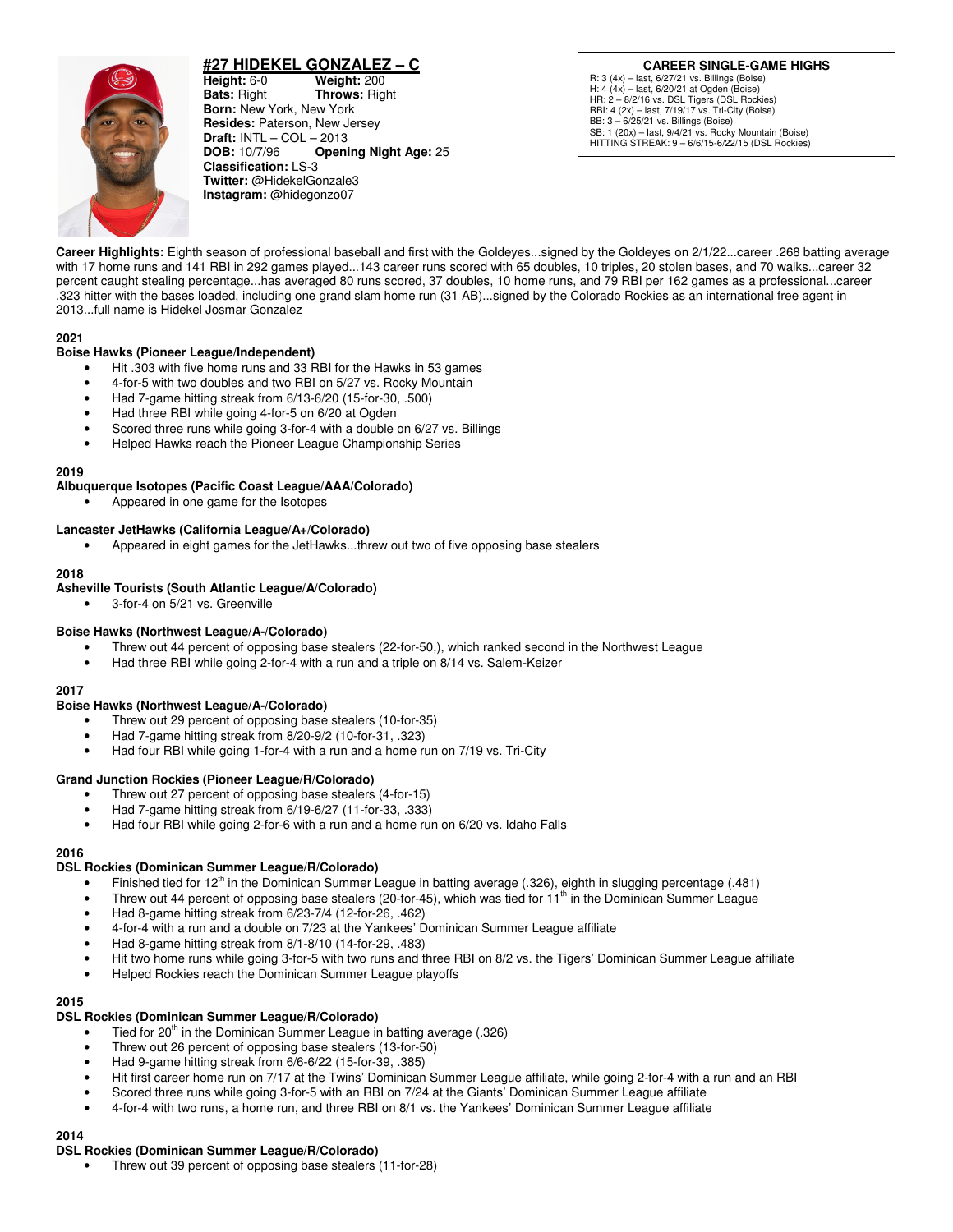## #27 HIDEKEL GONZALEZ – C

**Height:** 6-0 **Weight:** 200
**Bats:** Right **Throws:** Right
**Born:** New York, New York
**Resides:** Paterson, New Jersey
**Draft:** INTL – COL – 2013
**DOB:** 10/7/96 **Opening Night Age:** 25
**Classification:** LS-3
**Twitter:** @HidekelGonzale3
**Instagram:** @hidegonzo07

**CAREER SINGLE-GAME HIGHS**
R: 3 (4x) – last, 6/27/21 vs. Billings (Boise)
H: 4 (4x) – last, 6/20/21 at Ogden (Boise)
HR: 2 – 8/2/16 vs. DSL Tigers (DSL Rockies)
RBI: 4 (2x) – last, 7/19/17 vs. Tri-City (Boise)
BB: 3 – 6/25/21 vs. Billings (Boise)
SB: 1 (20x) – last, 9/4/21 vs. Rocky Mountain (Boise)
HITTING STREAK: 9 – 6/6/15-6/22/15 (DSL Rockies)

**Career Highlights:** Eighth season of professional baseball and first with the Goldeyes...signed by the Goldeyes on 2/1/22...career .268 batting average with 17 home runs and 141 RBI in 292 games played...143 career runs scored with 65 doubles, 10 triples, 20 stolen bases, and 70 walks...career 32 percent caught stealing percentage...has averaged 80 runs scored, 37 doubles, 10 home runs, and 79 RBI per 162 games as a professional...career .323 hitter with the bases loaded, including one grand slam home run (31 AB)...signed by the Colorado Rockies as an international free agent in 2013...full name is Hidekel Josmar Gonzalez

### 2021

**Boise Hawks (Pioneer League/Independent)**

- Hit .303 with five home runs and 33 RBI for the Hawks in 53 games
- 4-for-5 with two doubles and two RBI on 5/27 vs. Rocky Mountain
- Had 7-game hitting streak from 6/13-6/20 (15-for-30, .500)
- Had three RBI while going 4-for-5 on 6/20 at Ogden
- Scored three runs while going 3-for-4 with a double on 6/27 vs. Billings
- Helped Hawks reach the Pioneer League Championship Series

### 2019

**Albuquerque Isotopes (Pacific Coast League/AAA/Colorado)**

- Appeared in one game for the Isotopes

**Lancaster JetHawks (California League/A+/Colorado)**

- Appeared in eight games for the JetHawks...threw out two of five opposing base stealers

### 2018

**Asheville Tourists (South Atlantic League/A/Colorado)**

- 3-for-4 on 5/21 vs. Greenville

**Boise Hawks (Northwest League/A-/Colorado)**

- Threw out 44 percent of opposing base stealers (22-for-50,), which ranked second in the Northwest League
- Had three RBI while going 2-for-4 with a run and a triple on 8/14 vs. Salem-Keizer

### 2017

**Boise Hawks (Northwest League/A-/Colorado)**

- Threw out 29 percent of opposing base stealers (10-for-35)
- Had 7-game hitting streak from 8/20-9/2 (10-for-31, .323)
- Had four RBI while going 1-for-4 with a run and a home run on 7/19 vs. Tri-City

**Grand Junction Rockies (Pioneer League/R/Colorado)**

- Threw out 27 percent of opposing base stealers (4-for-15)
- Had 7-game hitting streak from 6/19-6/27 (11-for-33, .333)
- Had four RBI while going 2-for-6 with a run and a home run on 6/20 vs. Idaho Falls

### 2016

**DSL Rockies (Dominican Summer League/R/Colorado)**

- Finished tied for 12th in the Dominican Summer League in batting average (.326), eighth in slugging percentage (.481)
- Threw out 44 percent of opposing base stealers (20-for-45), which was tied for 11th in the Dominican Summer League
- Had 8-game hitting streak from 6/23-7/4 (12-for-26, .462)
- 4-for-4 with a run and a double on 7/23 at the Yankees' Dominican Summer League affiliate
- Had 8-game hitting streak from 8/1-8/10 (14-for-29, .483)
- Hit two home runs while going 3-for-5 with two runs and three RBI on 8/2 vs. the Tigers' Dominican Summer League affiliate
- Helped Rockies reach the Dominican Summer League playoffs

### 2015

**DSL Rockies (Dominican Summer League/R/Colorado)**

- Tied for 20th in the Dominican Summer League in batting average (.326)
- Threw out 26 percent of opposing base stealers (13-for-50)
- Had 9-game hitting streak from 6/6-6/22 (15-for-39, .385)
- Hit first career home run on 7/17 at the Twins' Dominican Summer League affiliate, while going 2-for-4 with a run and an RBI
- Scored three runs while going 3-for-5 with an RBI on 7/24 at the Giants' Dominican Summer League affiliate
- 4-for-4 with two runs, a home run, and three RBI on 8/1 vs. the Yankees' Dominican Summer League affiliate

### 2014

**DSL Rockies (Dominican Summer League/R/Colorado)**

- Threw out 39 percent of opposing base stealers (11-for-28)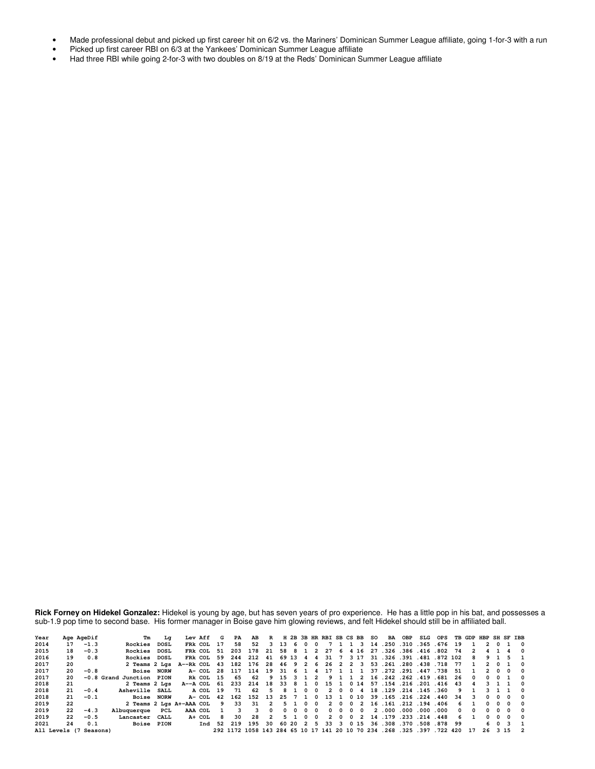- Made professional debut and picked up first career hit on 6/2 vs. the Mariners' Dominican Summer League affiliate, going 1-for-3 with a run
- Picked up first career RBI on 6/3 at the Yankees' Dominican Summer League affiliate
- Had three RBI while going 2-for-3 with two doubles on 8/19 at the Reds' Dominican Summer League affiliate

**Rick Forney on Hidekel Gonzalez:** Hidekel is young by age, but has seven years of pro experience. He has a little pop in his bat, and possesses a sub-1.9 pop time to second base. His former manager in Boise gave him glowing reviews, and felt Hidekel should still be in affiliated ball.

| Year | Age | AgeDif | Tm | Lg | Lev | Aff | G | PA | AB | R | H | 2B | 3B | HR | RBI | SB | CS | BB | SO | BA | OBP | SLG | OPS | TB | GDP | HBP | SH | SF | IBB |
|---|---|---|---|---|---|---|---|---|---|---|---|---|---|---|---|---|---|---|---|---|---|---|---|---|---|---|---|---|---|
| 2014 | 17 | -1.3 | Rockies | DOSL | FRk | COL | 17 | 58 | 52 | 3 | 13 | 6 | 0 | 0 | 7 | 1 | 1 | 3 | 14 | .250 | .310 | .365 | .676 | 19 | 1 | 2 | 0 | 1 | 0 |
| 2015 | 18 | -0.3 | Rockies | DOSL | FRk | COL | 51 | 203 | 178 | 21 | 58 | 8 | 1 | 2 | 27 | 6 | 4 | 16 | 27 | .326 | .386 | .416 | .802 | 74 | 2 | 4 | 1 | 4 | 0 |
| 2016 | 19 | 0.8 | Rockies | DOSL | FRk | COL | 59 | 244 | 212 | 41 | 69 | 13 | 4 | 4 | 31 | 7 | 3 | 17 | 31 | .326 | .391 | .481 | .872 | 102 | 8 | 9 | 1 | 5 | 1 |
| 2017 | 20 | | 2 Teams | 2 Lgs | A--Rk | COL | 43 | 182 | 176 | 28 | 46 | 9 | 2 | 6 | 26 | 2 | 2 | 3 | 53 | .261 | .280 | .438 | .718 | 77 | 1 | 2 | 0 | 1 | 0 |
| 2017 | 20 | -0.8 | Boise | NORW | A- | COL | 28 | 117 | 114 | 19 | 31 | 6 | 1 | 4 | 17 | 1 | 1 | 1 | 37 | .272 | .291 | .447 | .738 | 51 | 1 | 2 | 0 | 0 | 0 |
| 2017 | 20 | -0.8 | Grand Junction | PION | Rk | COL | 15 | 65 | 62 | 9 | 15 | 3 | 1 | 2 | 9 | 1 | 1 | 2 | 16 | .242 | .262 | .419 | .681 | 26 | 0 | 0 | 0 | 1 | 0 |
| 2018 | 21 | | 2 Teams | 2 Lgs | A--A | COL | 61 | 233 | 214 | 18 | 33 | 8 | 1 | 0 | 15 | 1 | 0 | 14 | 57 | .154 | .216 | .201 | .416 | 43 | 4 | 3 | 1 | 1 | 0 |
| 2018 | 21 | -0.4 | Asheville | SALL | A | COL | 19 | 71 | 62 | 5 | 8 | 1 | 0 | 0 | 2 | 0 | 0 | 4 | 18 | .129 | .214 | .145 | .360 | 9 | 1 | 3 | 1 | 1 | 0 |
| 2018 | 21 | -0.1 | Boise | NORW | A- | COL | 42 | 162 | 152 | 13 | 25 | 7 | 1 | 0 | 13 | 1 | 0 | 10 | 39 | .165 | .216 | .224 | .440 | 34 | 3 | 0 | 0 | 0 | 0 |
| 2019 | 22 | | 2 Teams | 2 Lgs | A+-AAA | COL | 9 | 33 | 31 | 2 | 5 | 1 | 0 | 0 | 2 | 0 | 0 | 2 | 16 | .161 | .212 | .194 | .406 | 6 | 1 | 0 | 0 | 0 | 0 |
| 2019 | 22 | -4.3 | Albuquerque | PCL | AAA | COL | 1 | 3 | 3 | 0 | 0 | 0 | 0 | 0 | 0 | 0 | 0 | 0 | 2 | .000 | .000 | .000 | .000 | 0 | 0 | 0 | 0 | 0 | 0 |
| 2019 | 22 | -0.5 | Lancaster | CALL | A+ | COL | 8 | 30 | 28 | 2 | 5 | 1 | 0 | 0 | 2 | 0 | 0 | 2 | 14 | .179 | .233 | .214 | .448 | 6 | 1 | 0 | 0 | 0 | 0 |
| 2021 | 24 | 0.1 | Boise | PION | | Ind | 52 | 219 | 195 | 30 | 60 | 20 | 2 | 5 | 33 | 3 | 0 | 15 | 36 | .308 | .370 | .508 | .878 | 99 | | 6 | 0 | 3 | 1 |
| All Levels (7 Seasons) | | | | | | | 292 | 1172 | 1058 | 143 | 284 | 65 | 10 | 17 | 141 | 20 | 10 | 70 | 234 | .268 | .325 | .397 | .722 | 420 | 17 | 26 | 3 | 15 | 2 |